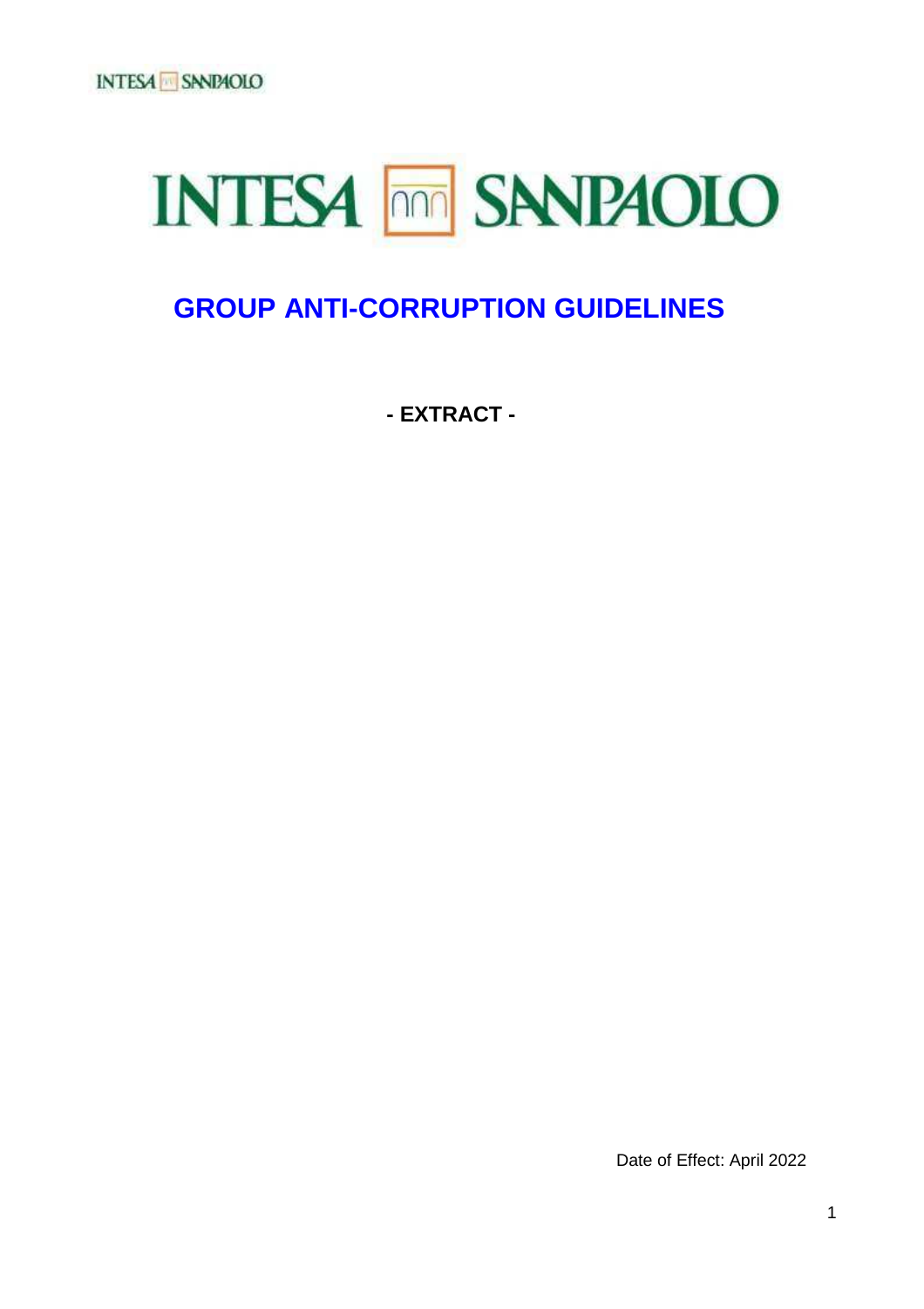# GROUP ANTI-CORRUPTION GUIDELINES

**- EXTRACT -**

Date of Effect: April 2022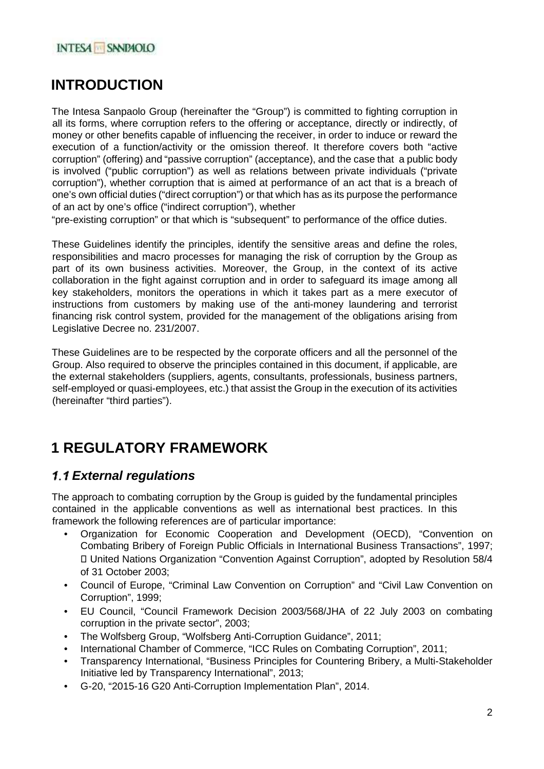# INTRODUCTION

The Intesa Sanpaolo Group (hereinafter the "Group") is committed to fighting corruption in all its forms, where corruption refers to the offering or acceptance, directly or indirectly, of money or other benefits capable of influencing the receiver, in order to induce or reward the execution of a function/activity or the omission thereof. It therefore covers both "active corruption" (offering) and "passive corruption" (acceptance), and the case that a public body is involved ("public corruption") as well as relations between private individuals ("private corruption"), whether corruption that is aimed at performance of an act that is a breach of one's own official duties ("direct corruption") or that which has as its purpose the performance of an act by one's office ("indirect corruption"), whether "pre-existing corruption" or that which is "subsequent" to performance of the office duties.

These Guidelines identify the principles, identify the sensitive areas and define the roles, responsibilities and macro processes for managing the risk of corruption by the Group as part of its own business activities. Moreover, the Group, in the context of its active collaboration in the fight against corruption and in order to safeguard its image among all key stakeholders, monitors the operations in which it takes part as a mere executor of instructions from customers by making use of the anti-money laundering and terrorist financing risk control system, provided for the management of the obligations arising from Legislative Decree no. 231/2007.

These Guidelines are to be respected by the corporate officers and all the personnel of the Group. Also required to observe the principles contained in this document, if applicable, are the external stakeholders (suppliers, agents, consultants, professionals, business partners, self-employed or quasi-employees, etc.) that assist the Group in the execution of its activities (hereinafter "third parties").

# 1 REGULATORY FRAMEWORK

## 1.1 External regulations

The approach to combating corruption by the Group is guided by the fundamental principles contained in the applicable conventions as well as international best practices. In this framework the following references are of particular importance:

- Organization for Economic Cooperation and Development (OECD), "Convention on Combating Bribery of Foreign Public Officials in International Business Transactions", 1997;
- United Nations Organization "Convention Against Corruption", adopted by Resolution 58/4 of 31 October 2003;
- Council of Europe, "Criminal Law Convention on Corruption" and "Civil Law Convention on Corruption", 1999;
- EU Council, "Council Framework Decision 2003/568/JHA of 22 July 2003 on combating corruption in the private sector", 2003;
- The Wolfsberg Group, "Wolfsberg Anti-Corruption Guidance", 2011;
- International Chamber of Commerce, "ICC Rules on Combating Corruption", 2011;
- Transparency International, "Business Principles for Countering Bribery, a Multi-Stakeholder Initiative led by Transparency International", 2013;
- G-20, "2015-16 G20 Anti-Corruption Implementation Plan", 2014.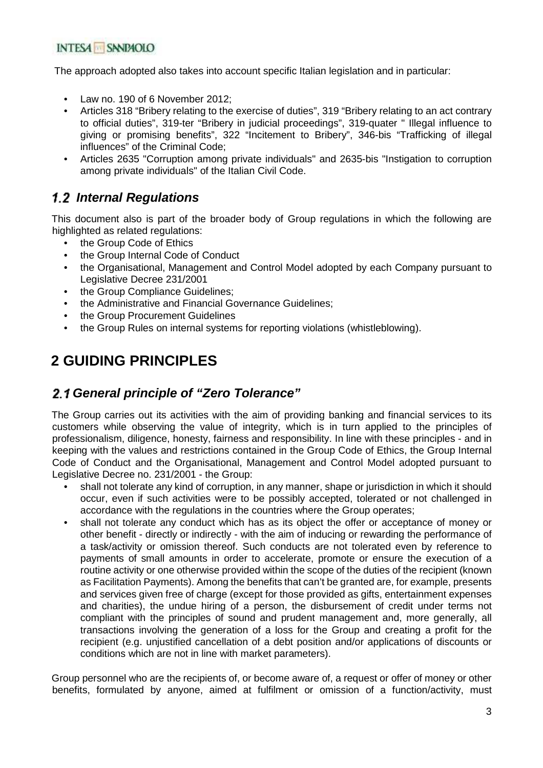The approach adopted also takes into account specific Italian legislation and in particular:

- Law no. 190 of 6 November 2012;
- Articles 318 "Bribery relating to the exercise of duties", 319 "Bribery relating to an act contrary to official duties", 319-ter "Bribery in judicial proceedings", 319-quater " Illegal influence to giving or promising benefits", 322 "Incitement to Bribery", 346-bis "Trafficking of illegal influences" of the Criminal Code;
- Articles 2635 "Corruption among private individuals" and 2635-bis "Instigation to corruption among private individuals" of the Italian Civil Code.

## 1.2 Internal Regulations

This document also is part of the broader body of Group regulations in which the following are highlighted as related regulations:

- the Group Code of Ethics
- the Group Internal Code of Conduct
- the Organisational, Management and Control Model adopted by each Company pursuant to Legislative Decree 231/2001
- the Group Compliance Guidelines;
- the Administrative and Financial Governance Guidelines;
- the Group Procurement Guidelines
- the Group Rules on internal systems for reporting violations (whistleblowing).

# 2 GUIDING PRINCIPLES

## 2.1 General principle of "Zero Tolerance"

The Group carries out its activities with the aim of providing banking and financial services to its customers while observing the value of integrity, which is in turn applied to the principles of professionalism, diligence, honesty, fairness and responsibility. In line with these principles - and in keeping with the values and restrictions contained in the Group Code of Ethics, the Group Internal Code of Conduct and the Organisational, Management and Control Model adopted pursuant to Legislative Decree no. 231/2001 - the Group:

- shall not tolerate any kind of corruption, in any manner, shape or jurisdiction in which it should occur, even if such activities were to be possibly accepted, tolerated or not challenged in accordance with the regulations in the countries where the Group operates;
- shall not tolerate any conduct which has as its object the offer or acceptance of money or other benefit - directly or indirectly - with the aim of inducing or rewarding the performance of a task/activity or omission thereof. Such conducts are not tolerated even by reference to payments of small amounts in order to accelerate, promote or ensure the execution of a routine activity or one otherwise provided within the scope of the duties of the recipient (known as Facilitation Payments). Among the benefits that can't be granted are, for example, presents and services given free of charge (except for those provided as gifts, entertainment expenses and charities), the undue hiring of a person, the disbursement of credit under terms not compliant with the principles of sound and prudent management and, more generally, all transactions involving the generation of a loss for the Group and creating a profit for the recipient (e.g. unjustified cancellation of a debt position and/or applications of discounts or conditions which are not in line with market parameters).

Group personnel who are the recipients of, or become aware of, a request or offer of money or other benefits, formulated by anyone, aimed at fulfilment or omission of a function/activity, must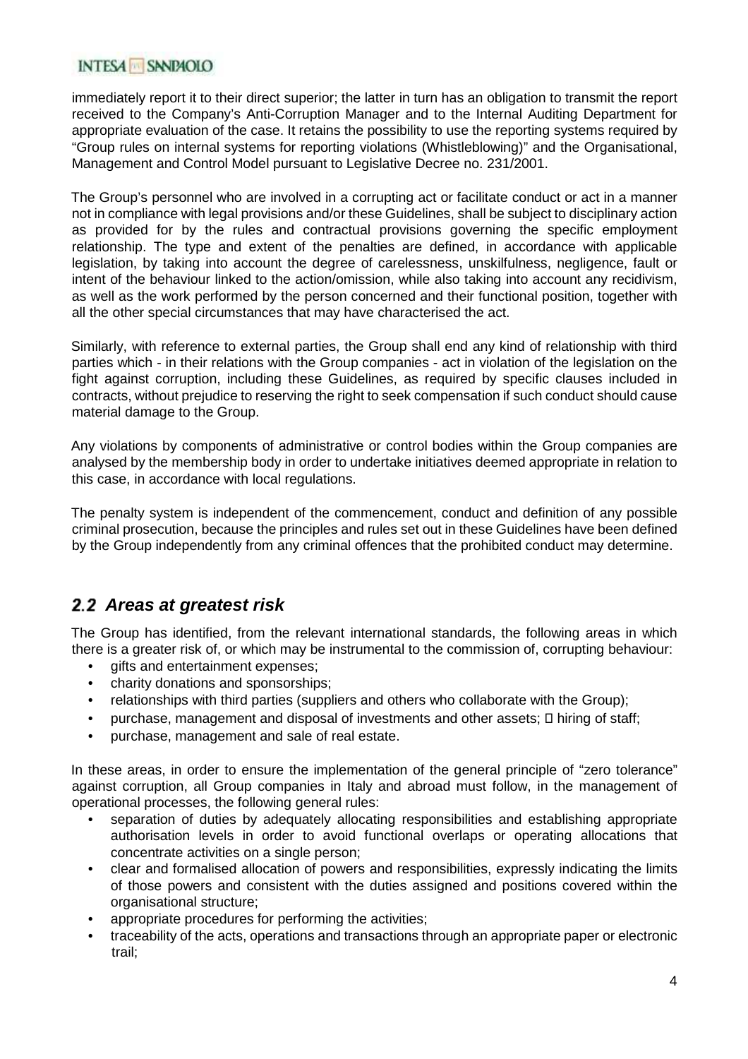immediately report it to their direct superior; the latter in turn has an obligation to transmit the report received to the Company's Anti-Corruption Manager and to the Internal Auditing Department for appropriate evaluation of the case. It retains the possibility to use the reporting systems required by "Group rules on internal systems for reporting violations (Whistleblowing)" and the Organisational, Management and Control Model pursuant to Legislative Decree no. 231/2001.

The Group's personnel who are involved in a corrupting act or facilitate conduct or act in a manner not in compliance with legal provisions and/or these Guidelines, shall be subject to disciplinary action as provided for by the rules and contractual provisions governing the specific employment relationship. The type and extent of the penalties are defined, in accordance with applicable legislation, by taking into account the degree of carelessness, unskilfulness, negligence, fault or intent of the behaviour linked to the action/omission, while also taking into account any recidivism, as well as the work performed by the person concerned and their functional position, together with all the other special circumstances that may have characterised the act.

Similarly, with reference to external parties, the Group shall end any kind of relationship with third parties which - in their relations with the Group companies - act in violation of the legislation on the fight against corruption, including these Guidelines, as required by specific clauses included in contracts, without prejudice to reserving the right to seek compensation if such conduct should cause material damage to the Group.

Any violations by components of administrative or control bodies within the Group companies are analysed by the membership body in order to undertake initiatives deemed appropriate in relation to this case, in accordance with local regulations.

The penalty system is independent of the commencement, conduct and definition of any possible criminal prosecution, because the principles and rules set out in these Guidelines have been defined by the Group independently from any criminal offences that the prohibited conduct may determine.

## *2.2 Areas at greatest risk*

The Group has identified, from the relevant international standards, the following areas in which there is a greater risk of, or which may be instrumental to the commission of, corrupting behaviour:

- gifts and entertainment expenses;
- charity donations and sponsorships;
- relationships with third parties (suppliers and others who collaborate with the Group);
- purchase, management and disposal of investments and other assets;  hiring of staff;
- purchase, management and sale of real estate.

In these areas, in order to ensure the implementation of the general principle of "zero tolerance" against corruption, all Group companies in Italy and abroad must follow, in the management of operational processes, the following general rules:

- separation of duties by adequately allocating responsibilities and establishing appropriate authorisation levels in order to avoid functional overlaps or operating allocations that concentrate activities on a single person;
- clear and formalised allocation of powers and responsibilities, expressly indicating the limits of those powers and consistent with the duties assigned and positions covered within the organisational structure;
- appropriate procedures for performing the activities;
- traceability of the acts, operations and transactions through an appropriate paper or electronic trail;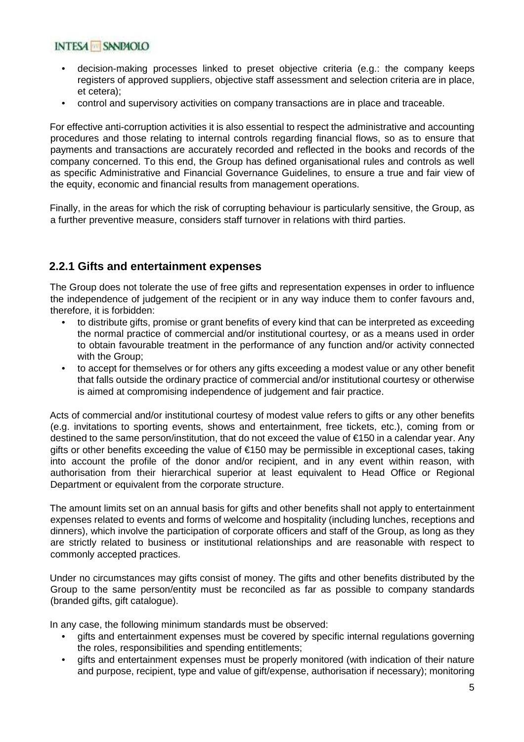- decision-making processes linked to preset objective criteria (e.g.: the company keeps registers of approved suppliers, objective staff assessment and selection criteria are in place, et cetera);
- control and supervisory activities on company transactions are in place and traceable.

For effective anti-corruption activities it is also essential to respect the administrative and accounting procedures and those relating to internal controls regarding financial flows, so as to ensure that payments and transactions are accurately recorded and reflected in the books and records of the company concerned. To this end, the Group has defined organisational rules and controls as well as specific Administrative and Financial Governance Guidelines, to ensure a true and fair view of the equity, economic and financial results from management operations.

Finally, in the areas for which the risk of corrupting behaviour is particularly sensitive, the Group, as a further preventive measure, considers staff turnover in relations with third parties.

### 2.2.1 Gifts and entertainment expenses

The Group does not tolerate the use of free gifts and representation expenses in order to influence the independence of judgement of the recipient or in any way induce them to confer favours and, therefore, it is forbidden:

- to distribute gifts, promise or grant benefits of every kind that can be interpreted as exceeding the normal practice of commercial and/or institutional courtesy, or as a means used in order to obtain favourable treatment in the performance of any function and/or activity connected with the Group;
- to accept for themselves or for others any gifts exceeding a modest value or any other benefit that falls outside the ordinary practice of commercial and/or institutional courtesy or otherwise is aimed at compromising independence of judgement and fair practice.

Acts of commercial and/or institutional courtesy of modest value refers to gifts or any other benefits (e.g. invitations to sporting events, shows and entertainment, free tickets, etc.), coming from or destined to the same person/institution, that do not exceed the value of €150 in a calendar year. Any gifts or other benefits exceeding the value of €150 may be permissible in exceptional cases, taking into account the profile of the donor and/or recipient, and in any event within reason, with authorisation from their hierarchical superior at least equivalent to Head Office or Regional Department or equivalent from the corporate structure.

The amount limits set on an annual basis for gifts and other benefits shall not apply to entertainment expenses related to events and forms of welcome and hospitality (including lunches, receptions and dinners), which involve the participation of corporate officers and staff of the Group, as long as they are strictly related to business or institutional relationships and are reasonable with respect to commonly accepted practices.

Under no circumstances may gifts consist of money. The gifts and other benefits distributed by the Group to the same person/entity must be reconciled as far as possible to company standards (branded gifts, gift catalogue).

In any case, the following minimum standards must be observed:

- gifts and entertainment expenses must be covered by specific internal regulations governing the roles, responsibilities and spending entitlements;
- gifts and entertainment expenses must be properly monitored (with indication of their nature and purpose, recipient, type and value of gift/expense, authorisation if necessary); monitoring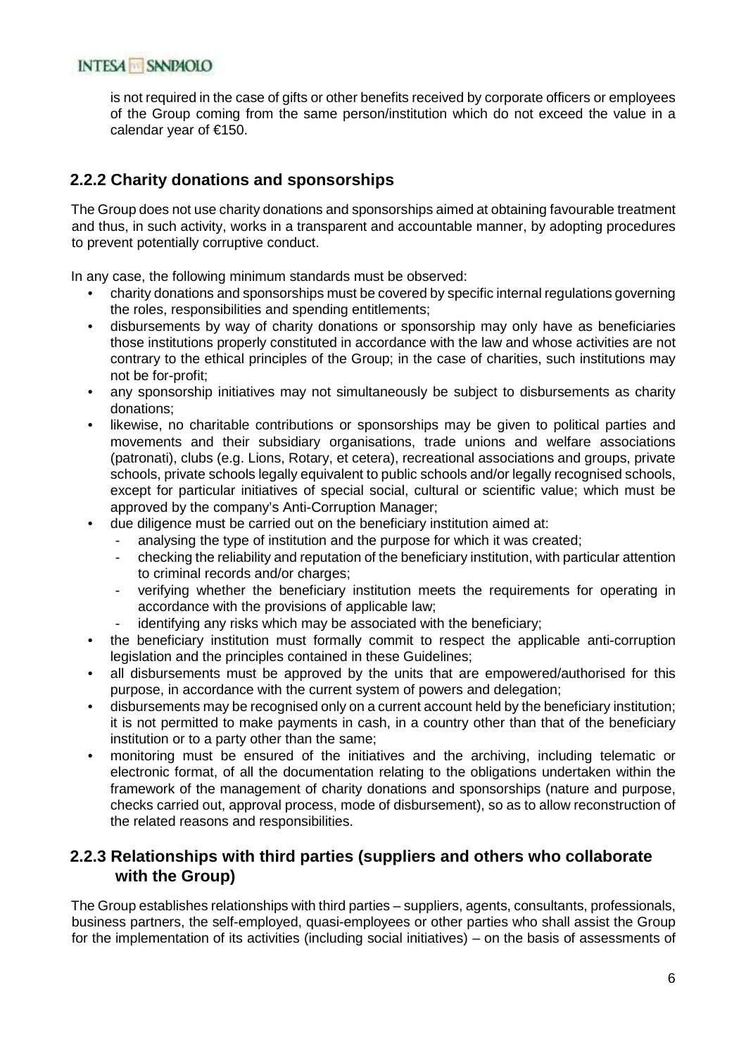is not required in the case of gifts or other benefits received by corporate officers or employees of the Group coming from the same person/institution which do not exceed the value in a calendar year of €150.

### 2.2.2 Charity donations and sponsorships

The Group does not use charity donations and sponsorships aimed at obtaining favourable treatment and thus, in such activity, works in a transparent and accountable manner, by adopting procedures to prevent potentially corruptive conduct.

In any case, the following minimum standards must be observed:

- charity donations and sponsorships must be covered by specific internal regulations governing the roles, responsibilities and spending entitlements;
- disbursements by way of charity donations or sponsorship may only have as beneficiaries those institutions properly constituted in accordance with the law and whose activities are not contrary to the ethical principles of the Group; in the case of charities, such institutions may not be for-profit;
- any sponsorship initiatives may not simultaneously be subject to disbursements as charity donations;
- likewise, no charitable contributions or sponsorships may be given to political parties and movements and their subsidiary organisations, trade unions and welfare associations (patronati), clubs (e.g. Lions, Rotary, et cetera), recreational associations and groups, private schools, private schools legally equivalent to public schools and/or legally recognised schools, except for particular initiatives of special social, cultural or scientific value; which must be approved by the company's Anti-Corruption Manager;
- due diligence must be carried out on the beneficiary institution aimed at:
  - analysing the type of institution and the purpose for which it was created;
  - checking the reliability and reputation of the beneficiary institution, with particular attention to criminal records and/or charges;
  - verifying whether the beneficiary institution meets the requirements for operating in accordance with the provisions of applicable law;
  - identifying any risks which may be associated with the beneficiary;
- the beneficiary institution must formally commit to respect the applicable anti-corruption legislation and the principles contained in these Guidelines;
- all disbursements must be approved by the units that are empowered/authorised for this purpose, in accordance with the current system of powers and delegation;
- disbursements may be recognised only on a current account held by the beneficiary institution; it is not permitted to make payments in cash, in a country other than that of the beneficiary institution or to a party other than the same;
- monitoring must be ensured of the initiatives and the archiving, including telematic or electronic format, of all the documentation relating to the obligations undertaken within the framework of the management of charity donations and sponsorships (nature and purpose, checks carried out, approval process, mode of disbursement), so as to allow reconstruction of the related reasons and responsibilities.

### 2.2.3 Relationships with third parties (suppliers and others who collaborate with the Group)

The Group establishes relationships with third parties – suppliers, agents, consultants, professionals, business partners, the self-employed, quasi-employees or other parties who shall assist the Group for the implementation of its activities (including social initiatives) – on the basis of assessments of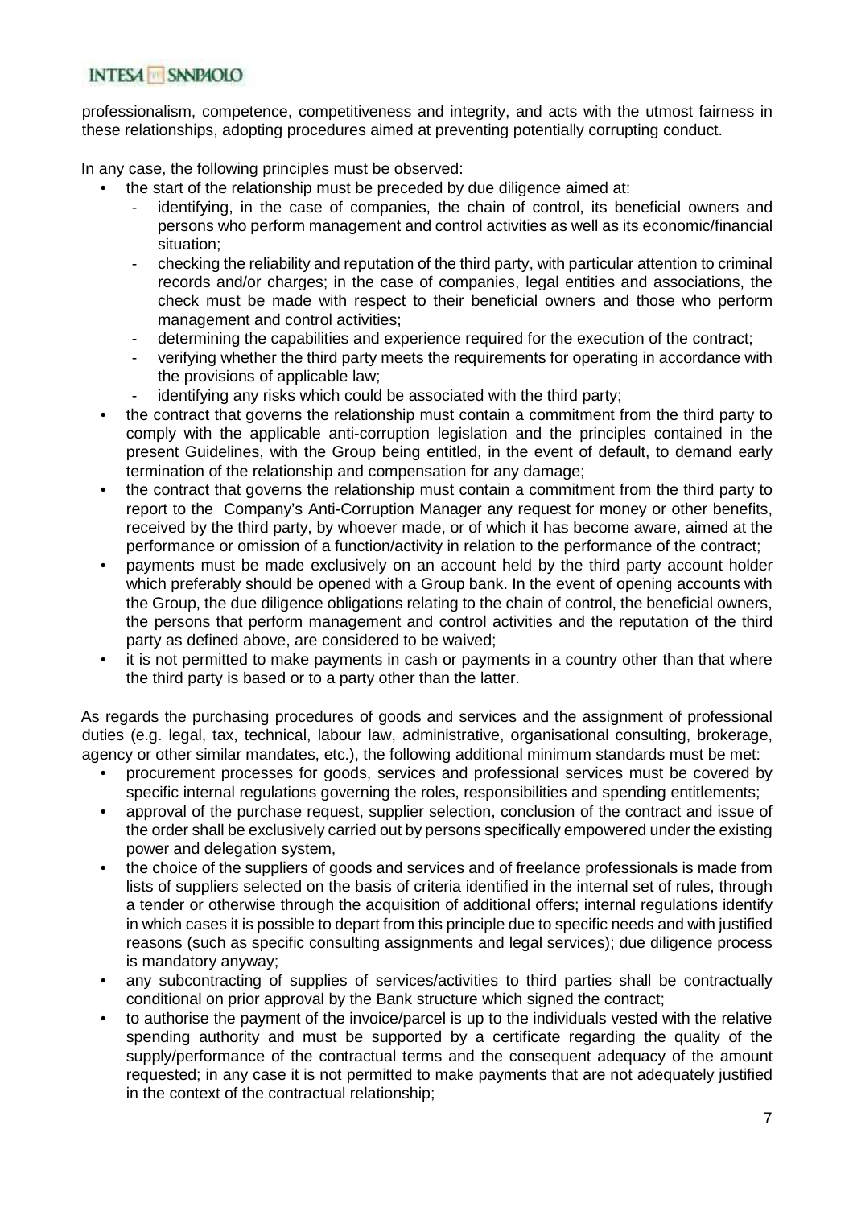professionalism, competence, competitiveness and integrity, and acts with the utmost fairness in these relationships, adopting procedures aimed at preventing potentially corrupting conduct.

In any case, the following principles must be observed:

- the start of the relationship must be preceded by due diligence aimed at:
  - identifying, in the case of companies, the chain of control, its beneficial owners and persons who perform management and control activities as well as its economic/financial situation;
  - checking the reliability and reputation of the third party, with particular attention to criminal records and/or charges; in the case of companies, legal entities and associations, the check must be made with respect to their beneficial owners and those who perform management and control activities;
  - determining the capabilities and experience required for the execution of the contract;
  - verifying whether the third party meets the requirements for operating in accordance with the provisions of applicable law;
  - identifying any risks which could be associated with the third party;
- the contract that governs the relationship must contain a commitment from the third party to comply with the applicable anti-corruption legislation and the principles contained in the present Guidelines, with the Group being entitled, in the event of default, to demand early termination of the relationship and compensation for any damage;
- the contract that governs the relationship must contain a commitment from the third party to report to the Company's Anti-Corruption Manager any request for money or other benefits, received by the third party, by whoever made, or of which it has become aware, aimed at the performance or omission of a function/activity in relation to the performance of the contract;
- payments must be made exclusively on an account held by the third party account holder which preferably should be opened with a Group bank. In the event of opening accounts with the Group, the due diligence obligations relating to the chain of control, the beneficial owners, the persons that perform management and control activities and the reputation of the third party as defined above, are considered to be waived;
- it is not permitted to make payments in cash or payments in a country other than that where the third party is based or to a party other than the latter.

As regards the purchasing procedures of goods and services and the assignment of professional duties (e.g. legal, tax, technical, labour law, administrative, organisational consulting, brokerage, agency or other similar mandates, etc.), the following additional minimum standards must be met:

- procurement processes for goods, services and professional services must be covered by specific internal regulations governing the roles, responsibilities and spending entitlements;
- approval of the purchase request, supplier selection, conclusion of the contract and issue of the order shall be exclusively carried out by persons specifically empowered under the existing power and delegation system,
- the choice of the suppliers of goods and services and of freelance professionals is made from lists of suppliers selected on the basis of criteria identified in the internal set of rules, through a tender or otherwise through the acquisition of additional offers; internal regulations identify in which cases it is possible to depart from this principle due to specific needs and with justified reasons (such as specific consulting assignments and legal services); due diligence process is mandatory anyway;
- any subcontracting of supplies of services/activities to third parties shall be contractually conditional on prior approval by the Bank structure which signed the contract;
- to authorise the payment of the invoice/parcel is up to the individuals vested with the relative spending authority and must be supported by a certificate regarding the quality of the supply/performance of the contractual terms and the consequent adequacy of the amount requested; in any case it is not permitted to make payments that are not adequately justified in the context of the contractual relationship;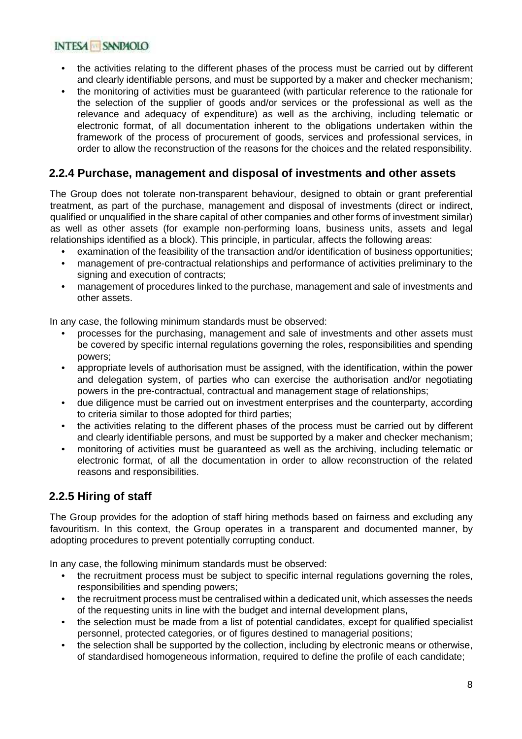- the activities relating to the different phases of the process must be carried out by different and clearly identifiable persons, and must be supported by a maker and checker mechanism;
- the monitoring of activities must be guaranteed (with particular reference to the rationale for the selection of the supplier of goods and/or services or the professional as well as the relevance and adequacy of expenditure) as well as the archiving, including telematic or electronic format, of all documentation inherent to the obligations undertaken within the framework of the process of procurement of goods, services and professional services, in order to allow the reconstruction of the reasons for the choices and the related responsibility.

### 2.2.4 Purchase, management and disposal of investments and other assets

The Group does not tolerate non-transparent behaviour, designed to obtain or grant preferential treatment, as part of the purchase, management and disposal of investments (direct or indirect, qualified or unqualified in the share capital of other companies and other forms of investment similar) as well as other assets (for example non-performing loans, business units, assets and legal relationships identified as a block). This principle, in particular, affects the following areas:

- examination of the feasibility of the transaction and/or identification of business opportunities;
- management of pre-contractual relationships and performance of activities preliminary to the signing and execution of contracts;
- management of procedures linked to the purchase, management and sale of investments and other assets.

In any case, the following minimum standards must be observed:

- processes for the purchasing, management and sale of investments and other assets must be covered by specific internal regulations governing the roles, responsibilities and spending powers;
- appropriate levels of authorisation must be assigned, with the identification, within the power and delegation system, of parties who can exercise the authorisation and/or negotiating powers in the pre-contractual, contractual and management stage of relationships;
- due diligence must be carried out on investment enterprises and the counterparty, according to criteria similar to those adopted for third parties;
- the activities relating to the different phases of the process must be carried out by different and clearly identifiable persons, and must be supported by a maker and checker mechanism;
- monitoring of activities must be guaranteed as well as the archiving, including telematic or electronic format, of all the documentation in order to allow reconstruction of the related reasons and responsibilities.

### 2.2.5 Hiring of staff

The Group provides for the adoption of staff hiring methods based on fairness and excluding any favouritism. In this context, the Group operates in a transparent and documented manner, by adopting procedures to prevent potentially corrupting conduct.

In any case, the following minimum standards must be observed:

- the recruitment process must be subject to specific internal regulations governing the roles, responsibilities and spending powers;
- the recruitment process must be centralised within a dedicated unit, which assesses the needs of the requesting units in line with the budget and internal development plans,
- the selection must be made from a list of potential candidates, except for qualified specialist personnel, protected categories, or of figures destined to managerial positions;
- the selection shall be supported by the collection, including by electronic means or otherwise, of standardised homogeneous information, required to define the profile of each candidate;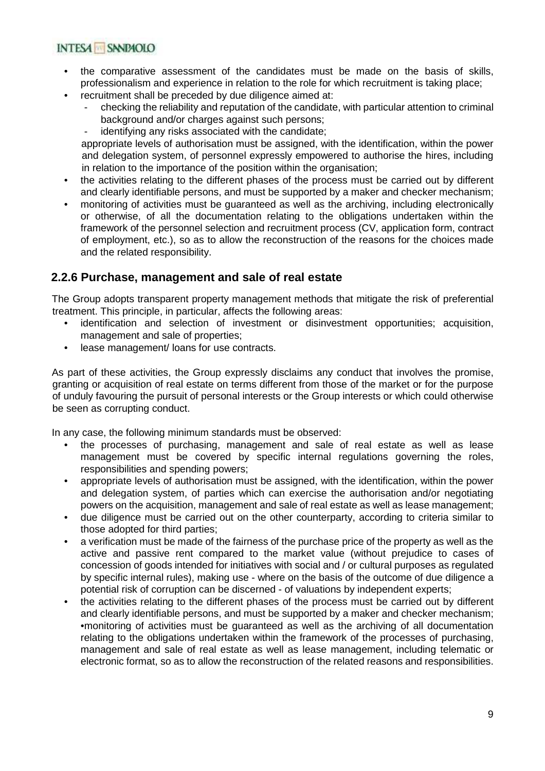- the comparative assessment of the candidates must be made on the basis of skills, professionalism and experience in relation to the role for which recruitment is taking place;
- recruitment shall be preceded by due diligence aimed at:
  - checking the reliability and reputation of the candidate, with particular attention to criminal background and/or charges against such persons;
  - identifying any risks associated with the candidate;

  appropriate levels of authorisation must be assigned, with the identification, within the power and delegation system, of personnel expressly empowered to authorise the hires, including in relation to the importance of the position within the organisation;
- the activities relating to the different phases of the process must be carried out by different and clearly identifiable persons, and must be supported by a maker and checker mechanism;
- monitoring of activities must be guaranteed as well as the archiving, including electronically or otherwise, of all the documentation relating to the obligations undertaken within the framework of the personnel selection and recruitment process (CV, application form, contract of employment, etc.), so as to allow the reconstruction of the reasons for the choices made and the related responsibility.

### 2.2.6 Purchase, management and sale of real estate

The Group adopts transparent property management methods that mitigate the risk of preferential treatment. This principle, in particular, affects the following areas:

- identification and selection of investment or disinvestment opportunities; acquisition, management and sale of properties;
- lease management/ loans for use contracts.

As part of these activities, the Group expressly disclaims any conduct that involves the promise, granting or acquisition of real estate on terms different from those of the market or for the purpose of unduly favouring the pursuit of personal interests or the Group interests or which could otherwise be seen as corrupting conduct.

In any case, the following minimum standards must be observed:

- the processes of purchasing, management and sale of real estate as well as lease management must be covered by specific internal regulations governing the roles, responsibilities and spending powers;
- appropriate levels of authorisation must be assigned, with the identification, within the power and delegation system, of parties which can exercise the authorisation and/or negotiating powers on the acquisition, management and sale of real estate as well as lease management;
- due diligence must be carried out on the other counterparty, according to criteria similar to those adopted for third parties;
- a verification must be made of the fairness of the purchase price of the property as well as the active and passive rent compared to the market value (without prejudice to cases of concession of goods intended for initiatives with social and / or cultural purposes as regulated by specific internal rules), making use - where on the basis of the outcome of due diligence a potential risk of corruption can be discerned - of valuations by independent experts;
- the activities relating to the different phases of the process must be carried out by different and clearly identifiable persons, and must be supported by a maker and checker mechanism;
- monitoring of activities must be guaranteed as well as the archiving of all documentation relating to the obligations undertaken within the framework of the processes of purchasing, management and sale of real estate as well as lease management, including telematic or electronic format, so as to allow the reconstruction of the related reasons and responsibilities.